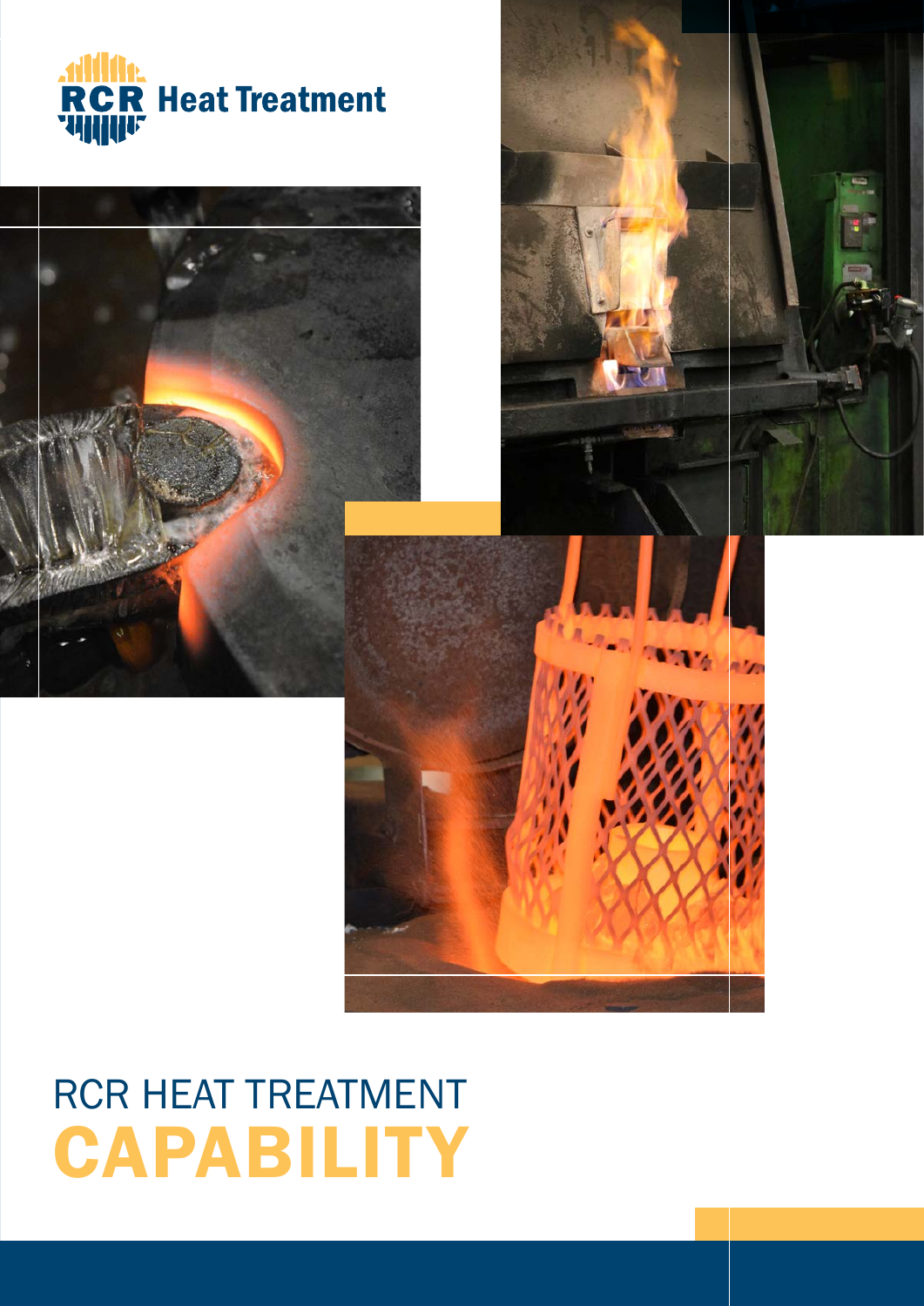RCR Heat Treatment

# RCR HEAT TREATMENT CAPABILITY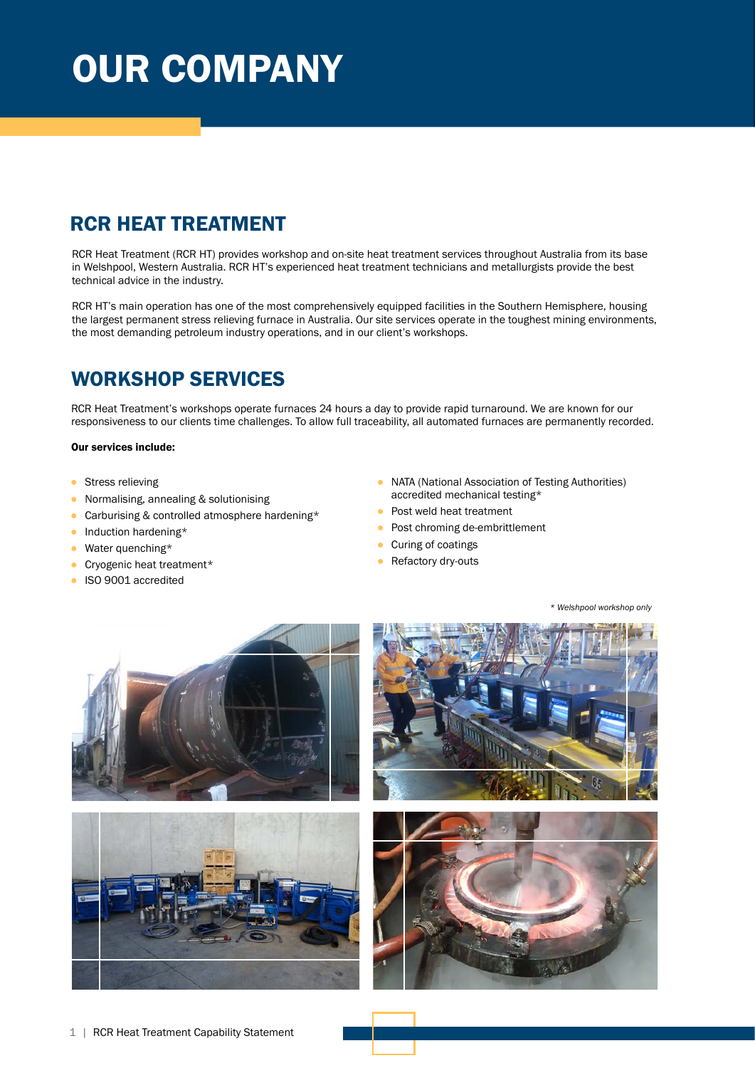# OUR COMPANY

## RCR HEAT TREATMENT

RCR Heat Treatment (RCR HT) provides workshop and on-site heat treatment services throughout Australia from its base in Welshpool, Western Australia. RCR HT's experienced heat treatment technicians and metallurgists provide the best technical advice in the industry.

RCR HT's main operation has one of the most comprehensively equipped facilities in the Southern Hemisphere, housing the largest permanent stress relieving furnace in Australia. Our site services operate in the toughest mining environments, the most demanding petroleum industry operations, and in our client's workshops.

## WORKSHOP SERVICES

RCR Heat Treatment's workshops operate furnaces 24 hours a day to provide rapid turnaround. We are known for our responsiveness to our clients time challenges. To allow full traceability, all automated furnaces are permanently recorded.

**Our services include:**

- Stress relieving
- Normalising, annealing & solutionising
- Carburising & controlled atmosphere hardening*
- Induction hardening*
- Water quenching*
- Cryogenic heat treatment*
- ISO 9001 accredited
- NATA (National Association of Testing Authorities) accredited mechanical testing*
- Post weld heat treatment
- Post chroming de-embrittlement
- Curing of coatings
- Refactory dry-outs

*\* Welshpool workshop only*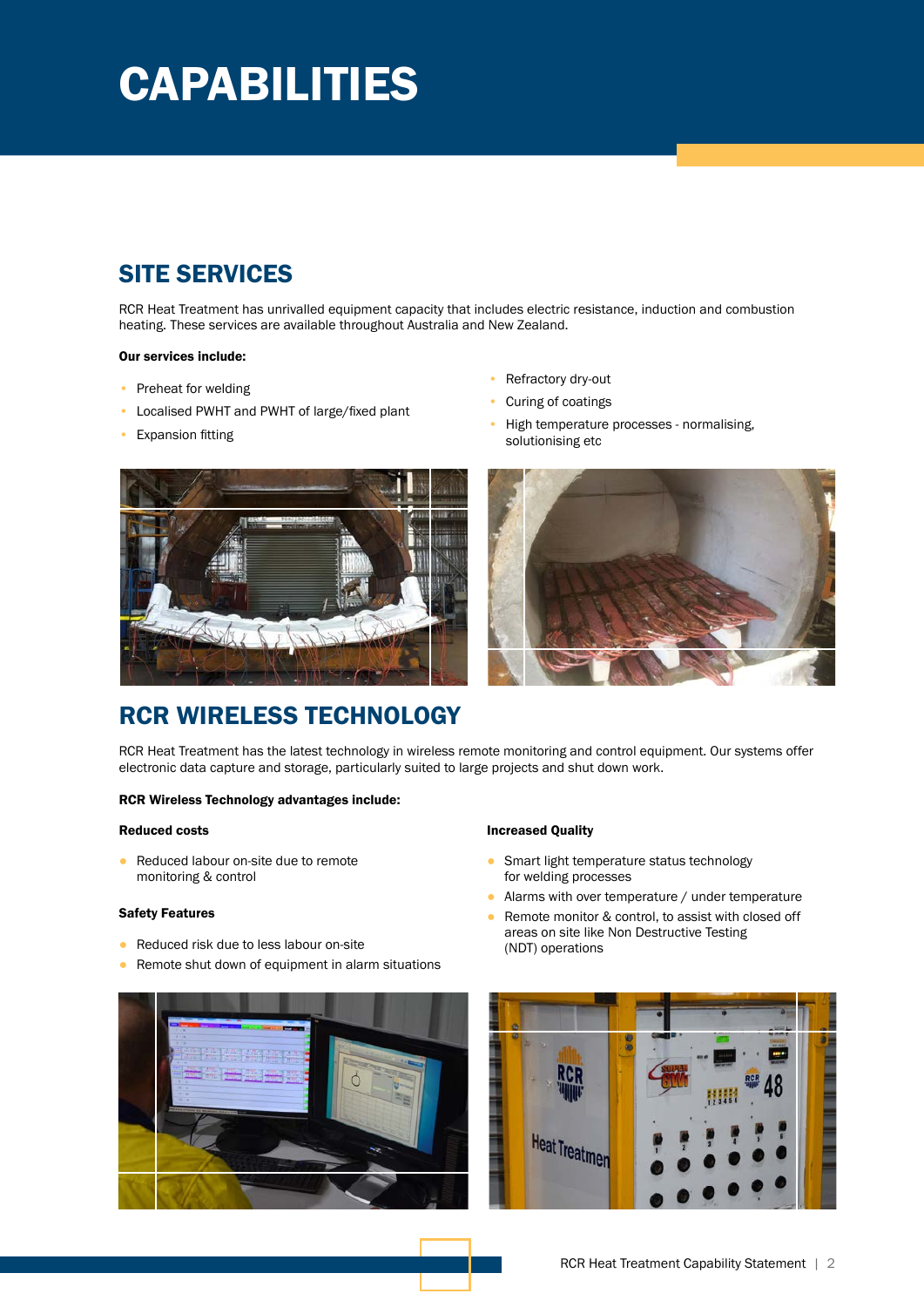# CAPABILITIES

## SITE SERVICES

RCR Heat Treatment has unrivalled equipment capacity that includes electric resistance, induction and combustion heating. These services are available throughout Australia and New Zealand.

**Our services include:**

- Preheat for welding
- Localised PWHT and PWHT of large/fixed plant
- Expansion fitting
- Refractory dry-out
- Curing of coatings
- High temperature processes - normalising, solutionising etc

## RCR WIRELESS TECHNOLOGY

RCR Heat Treatment has the latest technology in wireless remote monitoring and control equipment. Our systems offer electronic data capture and storage, particularly suited to large projects and shut down work.

**RCR Wireless Technology advantages include:**

**Reduced costs**

- Reduced labour on-site due to remote monitoring & control

**Safety Features**

- Reduced risk due to less labour on-site
- Remote shut down of equipment in alarm situations

**Increased Quality**

- Smart light temperature status technology for welding processes
- Alarms with over temperature / under temperature
- Remote monitor & control, to assist with closed off areas on site like Non Destructive Testing (NDT) operations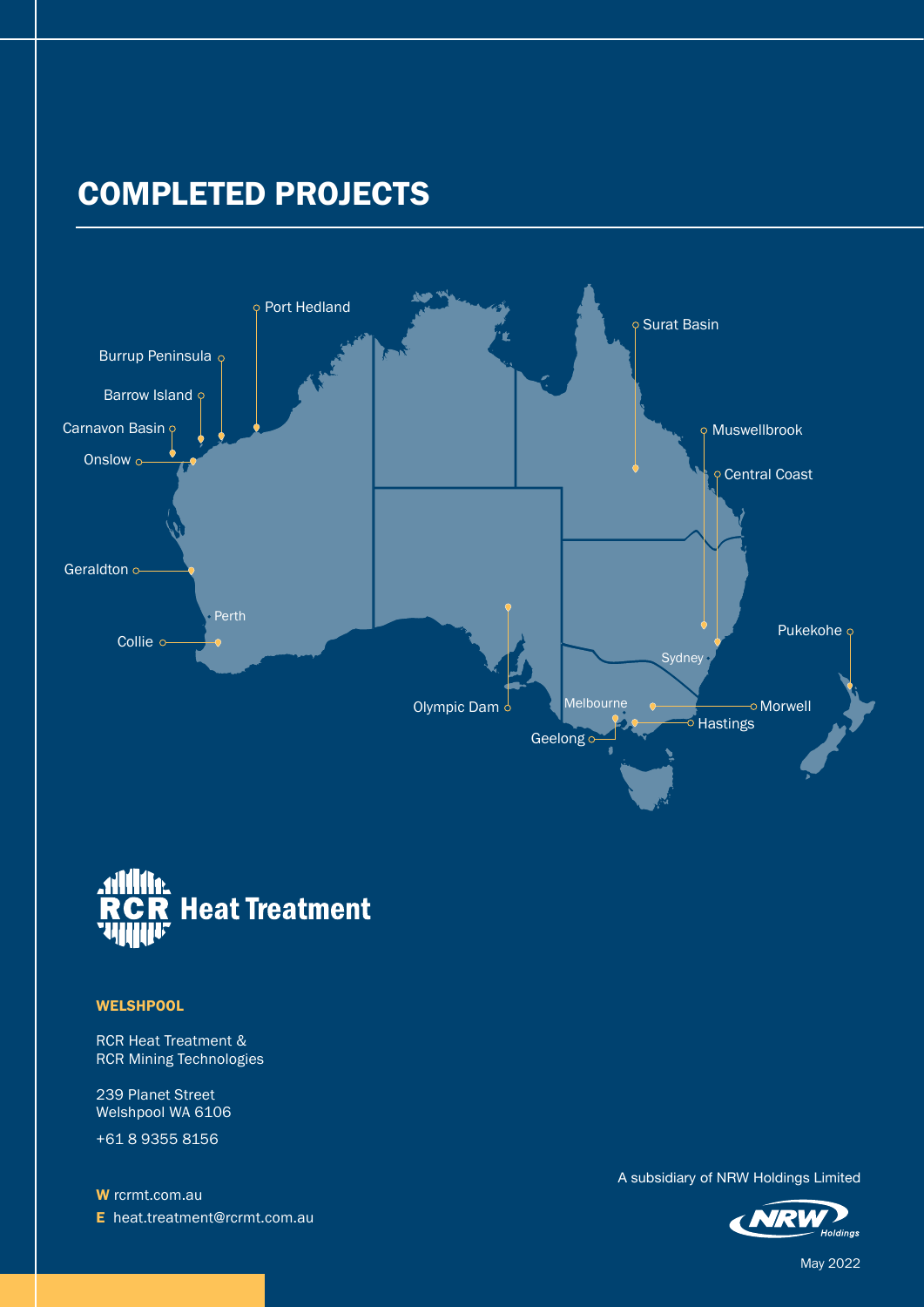# COMPLETED PROJECTS

Port Hedland
Burrup Peninsula
Barrow Island
Carnavon Basin
Onslow
Geraldton
Perth
Collie
Surat Basin
Muswellbrook
Central Coast
Pukekohe
Sydney
Olympic Dam
Melbourne
Morwell
Hastings
Geelong

**RCR Heat Treatment**

**WELSHPOOL**

RCR Heat Treatment &
RCR Mining Technologies

239 Planet Street
Welshpool WA 6106

+61 8 9355 8156

**W** rcrmt.com.au

**E** heat.treatment@rcrmt.com.au

A subsidiary of NRW Holdings Limited

NRW Holdings

May 2022